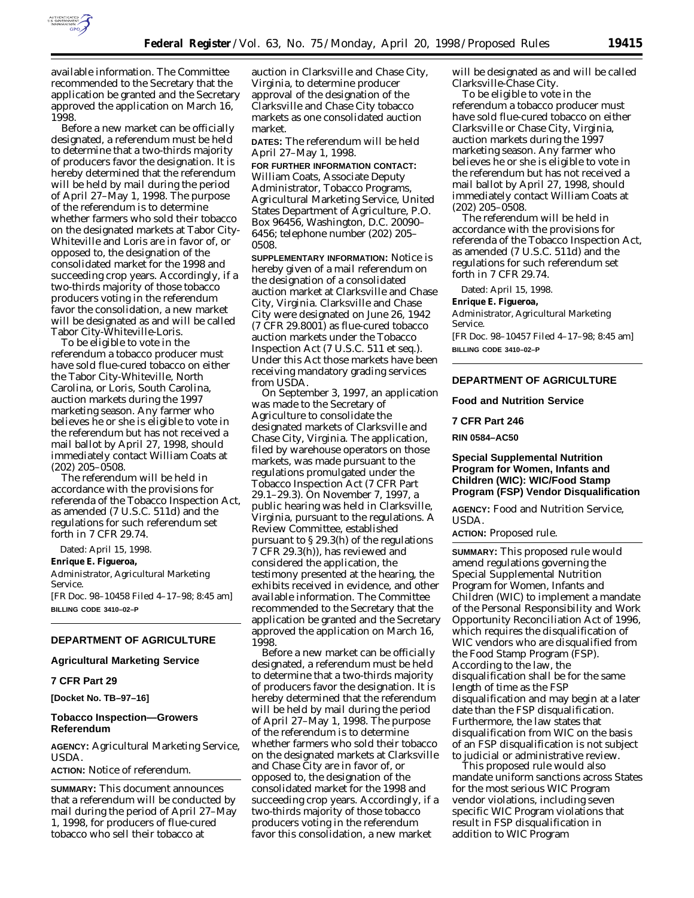available information. The Committee recommended to the Secretary that the application be granted and the Secretary approved the application on March 16, 1998.

Before a new market can be officially designated, a referendum must be held to determine that a two-thirds majority of producers favor the designation. It is hereby determined that the referendum will be held by mail during the period of April 27–May 1, 1998. The purpose of the referendum is to determine whether farmers who sold their tobacco on the designated markets at Tabor City-Whiteville and Loris are in favor of, or opposed to, the designation of the consolidated market for the 1998 and succeeding crop years. Accordingly, if a two-thirds majority of those tobacco producers voting in the referendum favor the consolidation, a new market will be designated as and will be called Tabor City-Whiteville-Loris.

To be eligible to vote in the referendum a tobacco producer must have sold flue-cured tobacco on either the Tabor City-Whiteville, North Carolina, or Loris, South Carolina, auction markets during the 1997 marketing season. Any farmer who believes he or she is eligible to vote in the referendum but has not received a mail ballot by April 27, 1998, should immediately contact William Coats at (202) 205–0508.

The referendum will be held in accordance with the provisions for referenda of the Tobacco Inspection Act, as amended (7 U.S.C. 511d) and the regulations for such referendum set forth in 7 CFR 29.74.

Dated: April 15, 1998.

**Enrique E. Figueroa,**

*Administrator, Agricultural Marketing Service.*

[FR Doc. 98–10458 Filed 4–17–98; 8:45 am]

**BILLING CODE 3410–02–P**

---

## DEPARTMENT OF AGRICULTURE

### Agricultural Marketing Service

### 7 CFR Part 29

**[Docket No. TB–97–16]**

### Tobacco Inspection—Growers Referendum

**AGENCY:** Agricultural Marketing Service, USDA.

**ACTION:** Notice of referendum.

**SUMMARY:** This document announces that a referendum will be conducted by mail during the period of April 27–May 1, 1998, for producers of flue-cured tobacco who sell their tobacco at auction in Clarksville and Chase City, Virginia, to determine producer approval of the designation of the Clarksville and Chase City tobacco markets as one consolidated auction market.

**DATES:** The referendum will be held April 27–May 1, 1998.

**FOR FURTHER INFORMATION CONTACT:** William Coats, Associate Deputy Administrator, Tobacco Programs, Agricultural Marketing Service, United States Department of Agriculture, P.O. Box 96456, Washington, D.C. 20090–6456; telephone number (202) 205–0508.

**SUPPLEMENTARY INFORMATION:** Notice is hereby given of a mail referendum on the designation of a consolidated auction market at Clarksville and Chase City, Virginia. Clarksville and Chase City were designated on June 26, 1942 (7 CFR 29.8001) as flue-cured tobacco auction markets under the Tobacco Inspection Act (7 U.S.C. 511 et seq.). Under this Act those markets have been receiving mandatory grading services from USDA.

On September 3, 1997, an application was made to the Secretary of Agriculture to consolidate the designated markets of Clarksville and Chase City, Virginia. The application, filed by warehouse operators on those markets, was made pursuant to the regulations promulgated under the Tobacco Inspection Act (7 CFR Part 29.1–29.3). On November 7, 1997, a public hearing was held in Clarksville, Virginia, pursuant to the regulations. A Review Committee, established pursuant to § 29.3(h) of the regulations 7 CFR 29.3(h)), has reviewed and considered the application, the testimony presented at the hearing, the exhibits received in evidence, and other available information. The Committee recommended to the Secretary that the application be granted and the Secretary approved the application on March 16, 1998.

Before a new market can be officially designated, a referendum must be held to determine that a two-thirds majority of producers favor the designation. It is hereby determined that the referendum will be held by mail during the period of April 27–May 1, 1998. The purpose of the referendum is to determine whether farmers who sold their tobacco on the designated markets at Clarksville and Chase City are in favor of, or opposed to, the designation of the consolidated market for the 1998 and succeeding crop years. Accordingly, if a two-thirds majority of those tobacco producers voting in the referendum favor this consolidation, a new market will be designated as and will be called Clarksville-Chase City.

To be eligible to vote in the referendum a tobacco producer must have sold flue-cured tobacco on either Clarksville or Chase City, Virginia, auction markets during the 1997 marketing season. Any farmer who believes he or she is eligible to vote in the referendum but has not received a mail ballot by April 27, 1998, should immediately contact William Coats at (202) 205–0508.

The referendum will be held in accordance with the provisions for referenda of the Tobacco Inspection Act, as amended (7 U.S.C. 511d) and the regulations for such referendum set forth in 7 CFR 29.74.

Dated: April 15, 1998.

**Enrique E. Figueroa,**

*Administrator, Agricultural Marketing Service.*

[FR Doc. 98–10457 Filed 4–17–98; 8:45 am]

**BILLING CODE 3410–02–P**

---

## DEPARTMENT OF AGRICULTURE

### Food and Nutrition Service

### 7 CFR Part 246

**RIN 0584–AC50**

### Special Supplemental Nutrition Program for Women, Infants and Children (WIC): WIC/Food Stamp Program (FSP) Vendor Disqualification

**AGENCY:** Food and Nutrition Service, USDA.

**ACTION:** Proposed rule.

**SUMMARY:** This proposed rule would amend regulations governing the Special Supplemental Nutrition Program for Women, Infants and Children (WIC) to implement a mandate of the Personal Responsibility and Work Opportunity Reconciliation Act of 1996, which requires the disqualification of WIC vendors who are disqualified from the Food Stamp Program (FSP). According to the law, the disqualification shall be for the same length of time as the FSP disqualification and may begin at a later date than the FSP disqualification. Furthermore, the law states that disqualification from WIC on the basis of an FSP disqualification is not subject to judicial or administrative review.

This proposed rule would also mandate uniform sanctions across States for the most serious WIC Program vendor violations, including seven specific WIC Program violations that result in FSP disqualification in addition to WIC Program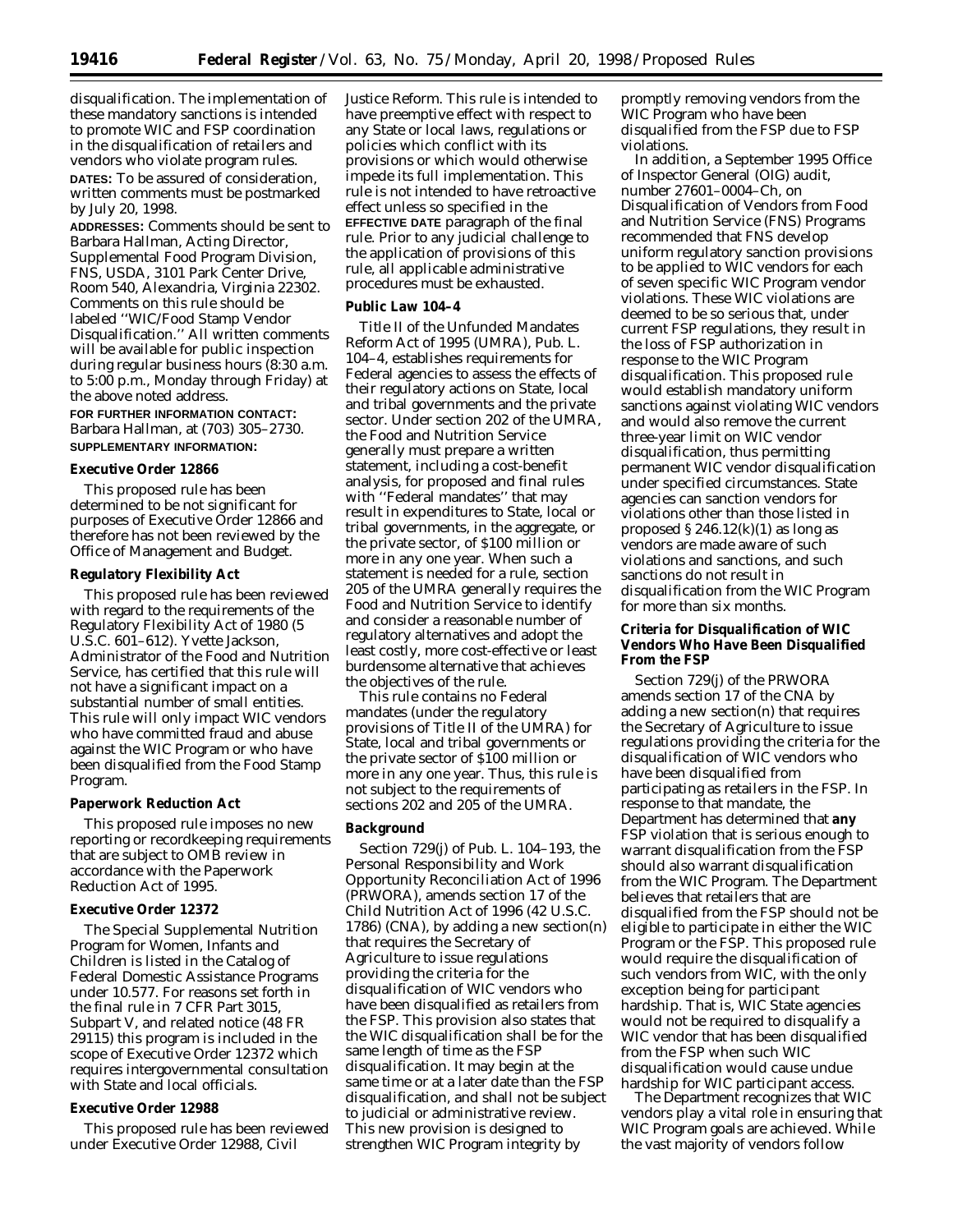disqualification. The implementation of these mandatory sanctions is intended to promote WIC and FSP coordination in the disqualification of retailers and vendors who violate program rules.

**DATES:** To be assured of consideration, written comments must be postmarked by July 20, 1998.

**ADDRESSES:** Comments should be sent to Barbara Hallman, Acting Director, Supplemental Food Program Division, FNS, USDA, 3101 Park Center Drive, Room 540, Alexandria, Virginia 22302. Comments on this rule should be labeled ''WIC/Food Stamp Vendor Disqualification.'' All written comments will be available for public inspection during regular business hours (8:30 a.m. to 5:00 p.m., Monday through Friday) at the above noted address.

**FOR FURTHER INFORMATION CONTACT:** Barbara Hallman, at (703) 305–2730.

**SUPPLEMENTARY INFORMATION:**

## Executive Order 12866

This proposed rule has been determined to be not significant for purposes of Executive Order 12866 and therefore has not been reviewed by the Office of Management and Budget.

## Regulatory Flexibility Act

This proposed rule has been reviewed with regard to the requirements of the Regulatory Flexibility Act of 1980 (5 U.S.C. 601–612). Yvette Jackson, Administrator of the Food and Nutrition Service, has certified that this rule will not have a significant impact on a substantial number of small entities. This rule will only impact WIC vendors who have committed fraud and abuse against the WIC Program or who have been disqualified from the Food Stamp Program.

## Paperwork Reduction Act

This proposed rule imposes no new reporting or recordkeeping requirements that are subject to OMB review in accordance with the Paperwork Reduction Act of 1995.

## Executive Order 12372

The Special Supplemental Nutrition Program for Women, Infants and Children is listed in the Catalog of Federal Domestic Assistance Programs under 10.577. For reasons set forth in the final rule in 7 CFR Part 3015, Subpart V, and related notice (48 FR 29115) this program is included in the scope of Executive Order 12372 which requires intergovernmental consultation with State and local officials.

## Executive Order 12988

This proposed rule has been reviewed under Executive Order 12988, Civil Justice Reform. This rule is intended to have preemptive effect with respect to any State or local laws, regulations or policies which conflict with its provisions or which would otherwise impede its full implementation. This rule is not intended to have retroactive effect unless so specified in the **EFFECTIVE DATE** paragraph of the final rule. Prior to any judicial challenge to the application of provisions of this rule, all applicable administrative procedures must be exhausted.

## Public Law 104–4

Title II of the Unfunded Mandates Reform Act of 1995 (UMRA), Pub. L. 104–4, establishes requirements for Federal agencies to assess the effects of their regulatory actions on State, local and tribal governments and the private sector. Under section 202 of the UMRA, the Food and Nutrition Service generally must prepare a written statement, including a cost-benefit analysis, for proposed and final rules with ''Federal mandates'' that may result in expenditures to State, local or tribal governments, in the aggregate, or the private sector, of $100 million or more in any one year. When such a statement is needed for a rule, section 205 of the UMRA generally requires the Food and Nutrition Service to identify and consider a reasonable number of regulatory alternatives and adopt the least costly, more cost-effective or least burdensome alternative that achieves the objectives of the rule.

This rule contains no Federal mandates (under the regulatory provisions of Title II of the UMRA) for State, local and tribal governments or the private sector of $100 million or more in any one year. Thus, this rule is not subject to the requirements of sections 202 and 205 of the UMRA.

## Background

Section 729(j) of Pub. L. 104–193, the Personal Responsibility and Work Opportunity Reconciliation Act of 1996 (PRWORA), amends section 17 of the Child Nutrition Act of 1996 (42 U.S.C. 1786) (CNA), by adding a new section(n) that requires the Secretary of Agriculture to issue regulations providing the criteria for the disqualification of WIC vendors who have been disqualified as retailers from the FSP. This provision also states that the WIC disqualification shall be for the same length of time as the FSP disqualification. It may begin at the same time or at a later date than the FSP disqualification, and shall not be subject to judicial or administrative review. This new provision is designed to strengthen WIC Program integrity by promptly removing vendors from the WIC Program who have been disqualified from the FSP due to FSP violations.

In addition, a September 1995 Office of Inspector General (OIG) audit, number 27601–0004–Ch, on Disqualification of Vendors from Food and Nutrition Service (FNS) Programs recommended that FNS develop uniform regulatory sanction provisions to be applied to WIC vendors for each of seven specific WIC Program vendor violations. These WIC violations are deemed to be so serious that, under current FSP regulations, they result in the loss of FSP authorization in response to the WIC Program disqualification. This proposed rule would establish mandatory uniform sanctions against violating WIC vendors and would also remove the current three-year limit on WIC vendor disqualification, thus permitting permanent WIC vendor disqualification under specified circumstances. State agencies can sanction vendors for violations other than those listed in proposed § 246.12(k)(1) as long as vendors are made aware of such violations and sanctions, and such sanctions do not result in disqualification from the WIC Program for more than six months.

## Criteria for Disqualification of WIC Vendors Who Have Been Disqualified From the FSP

Section 729(j) of the PRWORA amends section 17 of the CNA by adding a new section(n) that requires the Secretary of Agriculture to issue regulations providing the criteria for the disqualification of WIC vendors who have been disqualified from participating as retailers in the FSP. In response to that mandate, the Department has determined that **any** FSP violation that is serious enough to warrant disqualification from the FSP should also warrant disqualification from the WIC Program. The Department believes that retailers that are disqualified from the FSP should not be eligible to participate in either the WIC Program or the FSP. This proposed rule would require the disqualification of such vendors from WIC, with the only exception being for participant hardship. That is, WIC State agencies would not be required to disqualify a WIC vendor that has been disqualified from the FSP when such WIC disqualification would cause undue hardship for WIC participant access.

The Department recognizes that WIC vendors play a vital role in ensuring that WIC Program goals are achieved. While the vast majority of vendors follow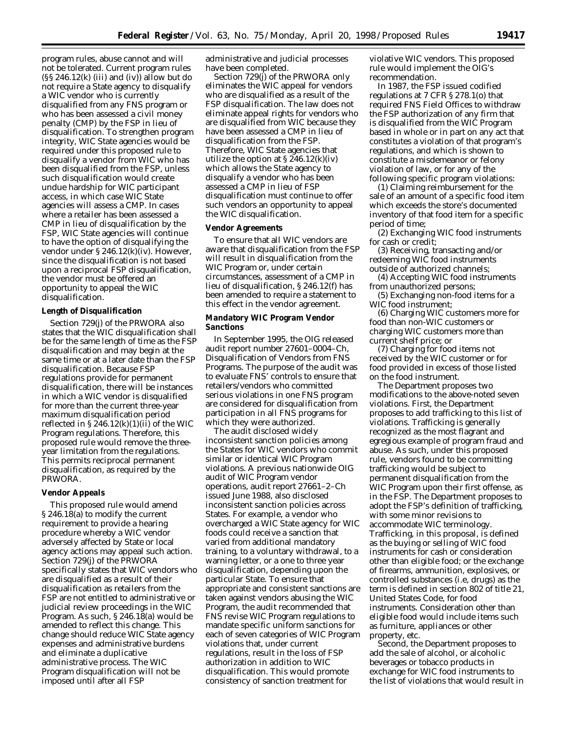program rules, abuse cannot and will not be tolerated. Current program rules (§§ 246.12(k) (iii) and (iv)) allow but do not require a State agency to disqualify a WIC vendor who is currently disqualified from any FNS program or who has been assessed a civil money penalty (CMP) by the FSP in lieu of disqualification. To strengthen program integrity, WIC State agencies would be required under this proposed rule to disqualify a vendor from WIC who has been disqualified from the FSP, unless such disqualification would create undue hardship for WIC participant access, in which case WIC State agencies will assess a CMP. In cases where a retailer has been assessed a CMP in lieu of disqualification by the FSP, WIC State agencies will continue to have the option of disqualifying the vendor under § 246.12(k)(iv). However, since the disqualification is not based upon a reciprocal FSP disqualification, the vendor must be offered an opportunity to appeal the WIC disqualification.

**Length of Disqualification**

Section 729(j) of the PRWORA also states that the WIC disqualification shall be for the same length of time as the FSP disqualification and may begin at the same time or at a later date than the FSP disqualification. Because FSP regulations provide for permanent disqualification, there will be instances in which a WIC vendor is disqualified for more than the current three-year maximum disqualification period reflected in § 246.12(k)(1)(ii) of the WIC Program regulations. Therefore, this proposed rule would remove the three-year limitation from the regulations. This permits reciprocal permanent disqualification, as required by the PRWORA.

**Vendor Appeals**

This proposed rule would amend § 246.18(a) to modify the current requirement to provide a hearing procedure whereby a WIC vendor adversely affected by State or local agency actions may appeal such action. Section 729(j) of the PRWORA specifically states that WIC vendors who are disqualified as a result of their disqualification as retailers from the FSP are not entitled to administrative or judicial review proceedings in the WIC Program. As such, § 246.18(a) would be amended to reflect this change. This change should reduce WIC State agency expenses and administrative burdens and eliminate a duplicative administrative process. The WIC Program disqualification will not be imposed until after all FSP administrative and judicial processes have been completed.

Section 729(j) of the PRWORA only eliminates the WIC appeal for vendors who are disqualified as a result of the FSP disqualification. The law does not eliminate appeal rights for vendors who are disqualified from WIC because they have been assessed a CMP in lieu of disqualification from the FSP. Therefore, WIC State agencies that utilize the option at § 246.12(k)(iv) which allows the State agency to disqualify a vendor who has been assessed a CMP in lieu of FSP disqualification must continue to offer such vendors an opportunity to appeal the WIC disqualification.

**Vendor Agreements**

To ensure that all WIC vendors are aware that disqualification from the FSP will result in disqualification from the WIC Program or, under certain circumstances, assessment of a CMP in lieu of disqualification, § 246.12(f) has been amended to require a statement to this effect in the vendor agreement.

**Mandatory WIC Program Vendor Sanctions**

In September 1995, the OIG released audit report number 27601–0004–Ch, Disqualification of Vendors from FNS Programs. The purpose of the audit was to evaluate FNS' controls to ensure that retailers/vendors who committed serious violations in one FNS program are considered for disqualification from participation in all FNS programs for which they were authorized.

The audit disclosed widely inconsistent sanction policies among the States for WIC vendors who commit similar or identical WIC Program violations. A previous nationwide OIG audit of WIC Program vendor operations, audit report 27661–2–Ch issued June 1988, also disclosed inconsistent sanction policies across States. For example, a vendor who overcharged a WIC State agency for WIC foods could receive a sanction that varied from additional mandatory training, to a voluntary withdrawal, to a warning letter, or a one to three year disqualification, depending upon the particular State. To ensure that appropriate and consistent sanctions are taken against vendors abusing the WIC Program, the audit recommended that FNS revise WIC Program regulations to mandate specific uniform sanctions for each of seven categories of WIC Program violations that, under current regulations, result in the loss of FSP authorization in addition to WIC disqualification. This would promote consistency of sanction treatment for violative WIC vendors. This proposed rule would implement the OIG's recommendation.

In 1987, the FSP issued codified regulations at 7 CFR § 278.1(o) that required FNS Field Offices to withdraw the FSP authorization of any firm that is disqualified from the WIC Program based in whole or in part on any act that constitutes a violation of that program's regulations, and which is shown to constitute a misdemeanor or felony violation of law, or for any of the following specific program violations:

(1) Claiming reimbursement for the sale of an amount of a specific food item which exceeds the store's documented inventory of that food item for a specific period of time;

(2) Exchanging WIC food instruments for cash or credit;

(3) Receiving, transacting and/or redeeming WIC food instruments outside of authorized channels;

(4) Accepting WIC food instruments from unauthorized persons;

(5) Exchanging non-food items for a WIC food instrument;

(6) Charging WIC customers more for food than non-WIC customers or charging WIC customers more than current shelf price; or

(7) Charging for food items not received by the WIC customer or for food provided in excess of those listed on the food instrument.

The Department proposes two modifications to the above-noted seven violations. First, the Department proposes to add trafficking to this list of violations. Trafficking is generally recognized as the most flagrant and egregious example of program fraud and abuse. As such, under this proposed rule, vendors found to be committing trafficking would be subject to permanent disqualification from the WIC Program upon their first offense, as in the FSP. The Department proposes to adopt the FSP's definition of trafficking, with some minor revisions to accommodate WIC terminology. Trafficking, in this proposal, is defined as the buying or selling of WIC food instruments for cash or consideration other than eligible food; or the exchange of firearms, ammunition, explosives, or controlled substances (i.e, drugs) as the term is defined in section 802 of title 21, United States Code, for food instruments. Consideration other than eligible food would include items such as furniture, appliances or other property, etc.

Second, the Department proposes to add the sale of alcohol, or alcoholic beverages or tobacco products in exchange for WIC food instruments to the list of violations that would result in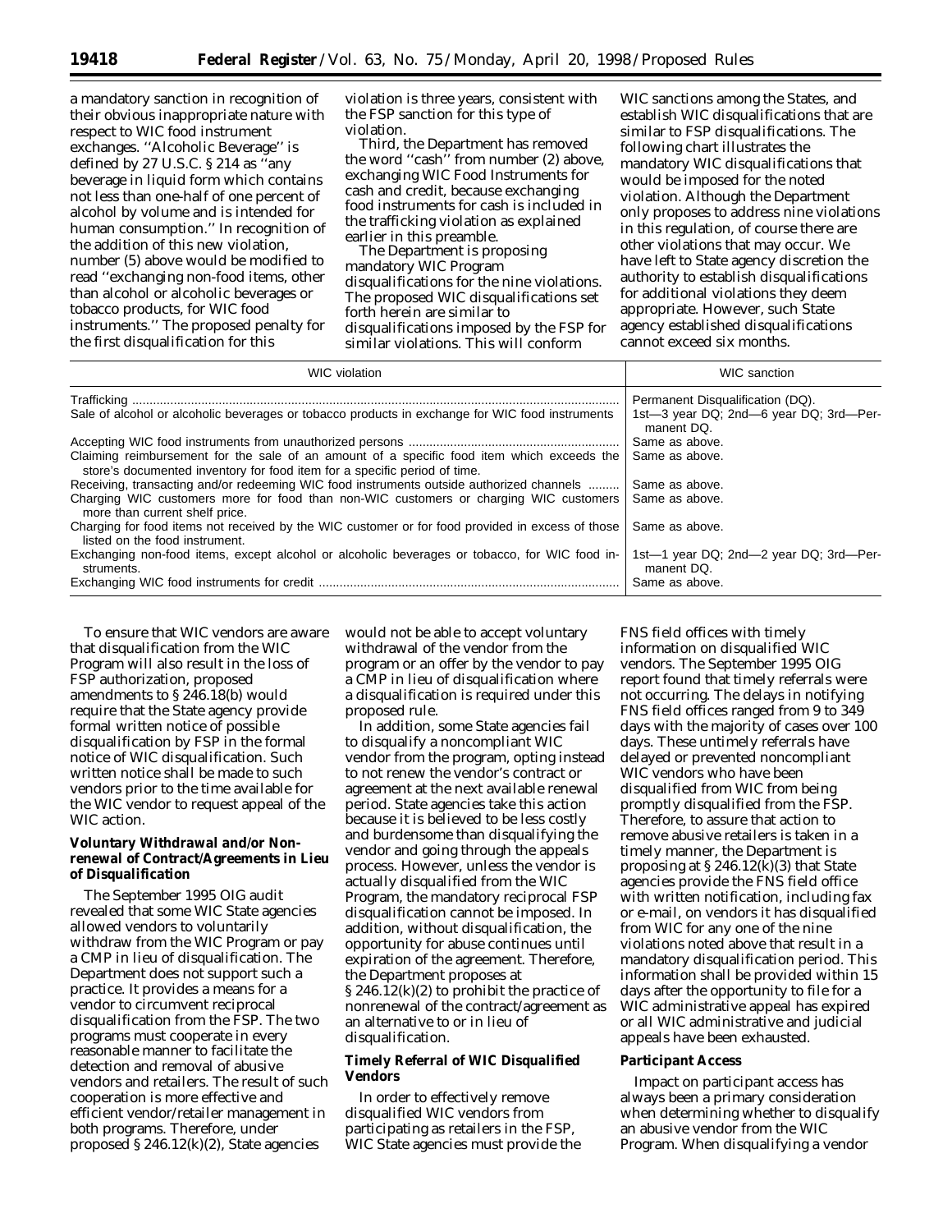a mandatory sanction in recognition of their obvious inappropriate nature with respect to WIC food instrument exchanges. ''Alcoholic Beverage'' is defined by 27 U.S.C. § 214 as ''any beverage in liquid form which contains not less than one-half of one percent of alcohol by volume and is intended for human consumption.'' In recognition of the addition of this new violation, number (5) above would be modified to read ''exchanging non-food items, other than alcohol or alcoholic beverages or tobacco products, for WIC food instruments.'' The proposed penalty for the first disqualification for this violation is three years, consistent with the FSP sanction for this type of violation.

Third, the Department has removed the word ''cash'' from number (2) above, exchanging WIC Food Instruments for cash and credit, because exchanging food instruments for cash is included in the trafficking violation as explained earlier in this preamble.

The Department is proposing mandatory WIC Program disqualifications for the nine violations. The proposed WIC disqualifications set forth herein are similar to disqualifications imposed by the FSP for similar violations. This will conform WIC sanctions among the States, and establish WIC disqualifications that are similar to FSP disqualifications. The following chart illustrates the mandatory WIC disqualifications that would be imposed for the noted violation. Although the Department only proposes to address nine violations in this regulation, of course there are other violations that may occur. We have left to State agency discretion the authority to establish disqualifications for additional violations they deem appropriate. However, such State agency established disqualifications cannot exceed six months.

| WIC violation | WIC sanction |
|---|---|
| Trafficking | Permanent Disqualification (DQ). |
| Sale of alcohol or alcoholic beverages or tobacco products in exchange for WIC food instruments | 1st—3 year DQ; 2nd—6 year DQ; 3rd—Permanent DQ. |
| Accepting WIC food instruments from unauthorized persons | Same as above. |
| Claiming reimbursement for the sale of an amount of a specific food item which exceeds the store's documented inventory for food item for a specific period of time. | Same as above. |
| Receiving, transacting and/or redeeming WIC food instruments outside authorized channels | Same as above. |
| Charging WIC customers more for food than non-WIC customers or charging WIC customers more than current shelf price. | Same as above. |
| Charging for food items not received by the WIC customer or for food provided in excess of those listed on the food instrument. | Same as above. |
| Exchanging non-food items, except alcohol or alcoholic beverages or tobacco, for WIC food instruments. | 1st—1 year DQ; 2nd—2 year DQ; 3rd—Permanent DQ. |
| Exchanging WIC food instruments for credit | Same as above. |

To ensure that WIC vendors are aware that disqualification from the WIC Program will also result in the loss of FSP authorization, proposed amendments to § 246.18(b) would require that the State agency provide formal written notice of possible disqualification by FSP in the formal notice of WIC disqualification. Such written notice shall be made to such vendors prior to the time available for the WIC vendor to request appeal of the WIC action.

### Voluntary Withdrawal and/or Non-renewal of Contract/Agreements in Lieu of Disqualification

The September 1995 OIG audit revealed that some WIC State agencies allowed vendors to voluntarily withdraw from the WIC Program or pay a CMP in lieu of disqualification. The Department does not support such a practice. It provides a means for a vendor to circumvent reciprocal disqualification from the FSP. The two programs must cooperate in every reasonable manner to facilitate the detection and removal of abusive vendors and retailers. The result of such cooperation is more effective and efficient vendor/retailer management in both programs. Therefore, under proposed § 246.12(k)(2), State agencies would not be able to accept voluntary withdrawal of the vendor from the program or an offer by the vendor to pay a CMP in lieu of disqualification where a disqualification is required under this proposed rule.

In addition, some State agencies fail to disqualify a noncompliant WIC vendor from the program, opting instead to not renew the vendor's contract or agreement at the next available renewal period. State agencies take this action because it is believed to be less costly and burdensome than disqualifying the vendor and going through the appeals process. However, unless the vendor is actually disqualified from the WIC Program, the mandatory reciprocal FSP disqualification cannot be imposed. In addition, without disqualification, the opportunity for abuse continues until expiration of the agreement. Therefore, the Department proposes at § 246.12(k)(2) to prohibit the practice of nonrenewal of the contract/agreement as an alternative to or in lieu of disqualification.

### Timely Referral of WIC Disqualified Vendors

In order to effectively remove disqualified WIC vendors from participating as retailers in the FSP, WIC State agencies must provide the FNS field offices with timely information on disqualified WIC vendors. The September 1995 OIG report found that timely referrals were not occurring. The delays in notifying FNS field offices ranged from 9 to 349 days with the majority of cases over 100 days. These untimely referrals have delayed or prevented noncompliant WIC vendors who have been disqualified from WIC from being promptly disqualified from the FSP. Therefore, to assure that action to remove abusive retailers is taken in a timely manner, the Department is proposing at § 246.12(k)(3) that State agencies provide the FNS field office with written notification, including fax or e-mail, on vendors it has disqualified from WIC for any one of the nine violations noted above that result in a mandatory disqualification period. This information shall be provided within 15 days after the opportunity to file for a WIC administrative appeal has expired or all WIC administrative and judicial appeals have been exhausted.

### Participant Access

Impact on participant access has always been a primary consideration when determining whether to disqualify an abusive vendor from the WIC Program. When disqualifying a vendor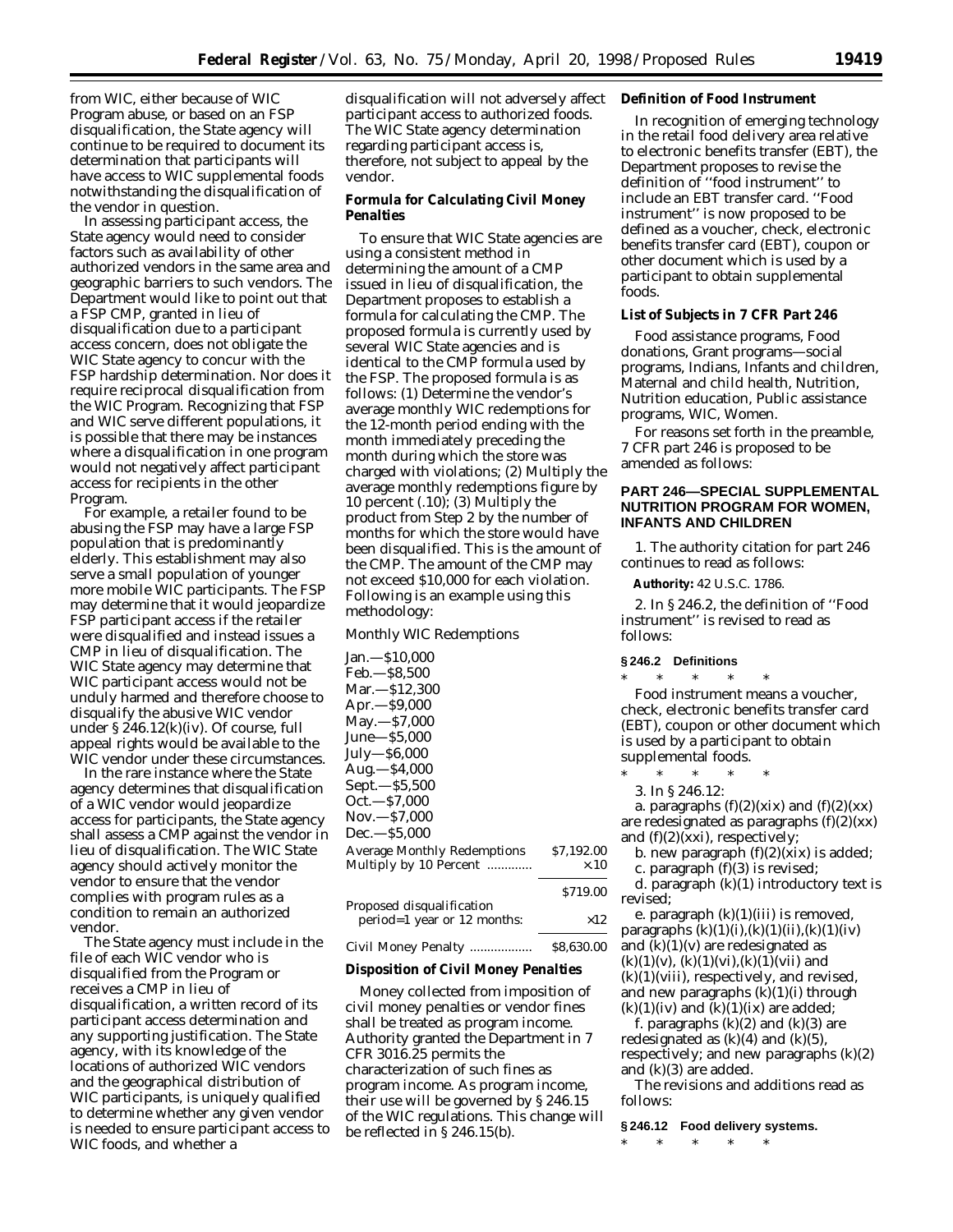from WIC, either because of WIC Program abuse, or based on an FSP disqualification, the State agency will continue to be required to document its determination that participants will have access to WIC supplemental foods notwithstanding the disqualification of the vendor in question.

In assessing participant access, the State agency would need to consider factors such as availability of other authorized vendors in the same area and geographic barriers to such vendors. The Department would like to point out that a FSP CMP, granted in lieu of disqualification due to a participant access concern, does not obligate the WIC State agency to concur with the FSP hardship determination. Nor does it require reciprocal disqualification from the WIC Program. Recognizing that FSP and WIC serve different populations, it is possible that there may be instances where a disqualification in one program would not negatively affect participant access for recipients in the other Program.

For example, a retailer found to be abusing the FSP may have a large FSP population that is predominantly elderly. This establishment may also serve a small population of younger more mobile WIC participants. The FSP may determine that it would jeopardize FSP participant access if the retailer were disqualified and instead issues a CMP in lieu of disqualification. The WIC State agency may determine that WIC participant access would not be unduly harmed and therefore choose to disqualify the abusive WIC vendor under § 246.12(k)(iv). Of course, full appeal rights would be available to the WIC vendor under these circumstances.

In the rare instance where the State agency determines that disqualification of a WIC vendor would jeopardize access for participants, the State agency shall assess a CMP against the vendor in lieu of disqualification. The WIC State agency should actively monitor the vendor to ensure that the vendor complies with program rules as a condition to remain an authorized vendor.

The State agency must include in the file of each WIC vendor who is disqualified from the Program or receives a CMP in lieu of disqualification, a written record of its participant access determination and any supporting justification. The State agency, with its knowledge of the locations of authorized WIC vendors and the geographical distribution of WIC participants, is uniquely qualified to determine whether any given vendor is needed to ensure participant access to WIC foods, and whether a disqualification will not adversely affect participant access to authorized foods. The WIC State agency determination regarding participant access is, therefore, not subject to appeal by the vendor.

**Formula for Calculating Civil Money Penalties**

To ensure that WIC State agencies are using a consistent method in determining the amount of a CMP issued in lieu of disqualification, the Department proposes to establish a formula for calculating the CMP. The proposed formula is currently used by several WIC State agencies and is identical to the CMP formula used by the FSP. The proposed formula is as follows: (1) Determine the vendor's average monthly WIC redemptions for the 12-month period ending with the month immediately preceding the month during which the store was charged with violations; (2) Multiply the average monthly redemptions figure by 10 percent (.10); (3) Multiply the product from Step 2 by the number of months for which the store would have been disqualified. This is the amount of the CMP. The amount of the CMP may not exceed $10,000 for each violation. Following is an example using this methodology:

Monthly WIC Redemptions

| | |
|---|---|
| Jan.—$10,000 | |
| Feb.—$8,500 | |
| Mar.—$12,300 | |
| Apr.—$9,000 | |
| May.—$7,000 | |
| June—$5,000 | |
| July—$6,000 | |
| Aug.—$4,000 | |
| Sept.—$5,500 | |
| Oct.—$7,000 | |
| Nov.—$7,000 | |
| Dec.—$5,000 | |
| Average Monthly Redemptions | $7,192.00 |
| Multiply by 10 Percent ............ | ×.10 |
| | $719.00 |
| Proposed disqualification period=1 year or 12 months: | ×12 |
| Civil Money Penalty ................. | $8,630.00 |

**Disposition of Civil Money Penalties**

Money collected from imposition of civil money penalties or vendor fines shall be treated as program income. Authority granted the Department in 7 CFR 3016.25 permits the characterization of such fines as program income. As program income, their use will be governed by § 246.15 of the WIC regulations. This change will be reflected in § 246.15(b).

**Definition of Food Instrument**

In recognition of emerging technology in the retail food delivery area relative to electronic benefits transfer (EBT), the Department proposes to revise the definition of ''food instrument'' to include an EBT transfer card. ''Food instrument'' is now proposed to be defined as a voucher, check, electronic benefits transfer card (EBT), coupon or other document which is used by a participant to obtain supplemental foods.

**List of Subjects in 7 CFR Part 246**

Food assistance programs, Food donations, Grant programs—social programs, Indians, Infants and children, Maternal and child health, Nutrition, Nutrition education, Public assistance programs, WIC, Women.

For reasons set forth in the preamble, 7 CFR part 246 is proposed to be amended as follows:

## PART 246—SPECIAL SUPPLEMENTAL NUTRITION PROGRAM FOR WOMEN, INFANTS AND CHILDREN

1. The authority citation for part 246 continues to read as follows:

**Authority:** 42 U.S.C. 1786.

2. In § 246.2, the definition of ''Food instrument'' is revised to read as follows:

**§ 246.2 Definitions**

\* \* \* \* \*

Food instrument means a voucher, check, electronic benefits transfer card (EBT), coupon or other document which is used by a participant to obtain supplemental foods.

\* \* \* \* \*

3. In § 246.12:

a. paragraphs (f)(2)(xix) and (f)(2)(xx) are redesignated as paragraphs (f)(2)(xx) and (f)(2)(xxi), respectively;

b. new paragraph (f)(2)(xix) is added;

c. paragraph (f)(3) is revised;

d. paragraph (k)(1) introductory text is revised;

e. paragraph (k)(1)(iii) is removed, paragraphs (k)(1)(i), (k)(1)(ii), (k)(1)(iv) and (k)(1)(v) are redesignated as (k)(1)(v), (k)(1)(vi), (k)(1)(vii) and (k)(1)(viii), respectively, and revised, and new paragraphs (k)(1)(i) through (k)(1)(iv) and (k)(1)(ix) are added;

f. paragraphs (k)(2) and (k)(3) are redesignated as (k)(4) and (k)(5), respectively; and new paragraphs (k)(2) and (k)(3) are added.

The revisions and additions read as follows:

**§ 246.12 Food delivery systems.**

\* \* \* \* \*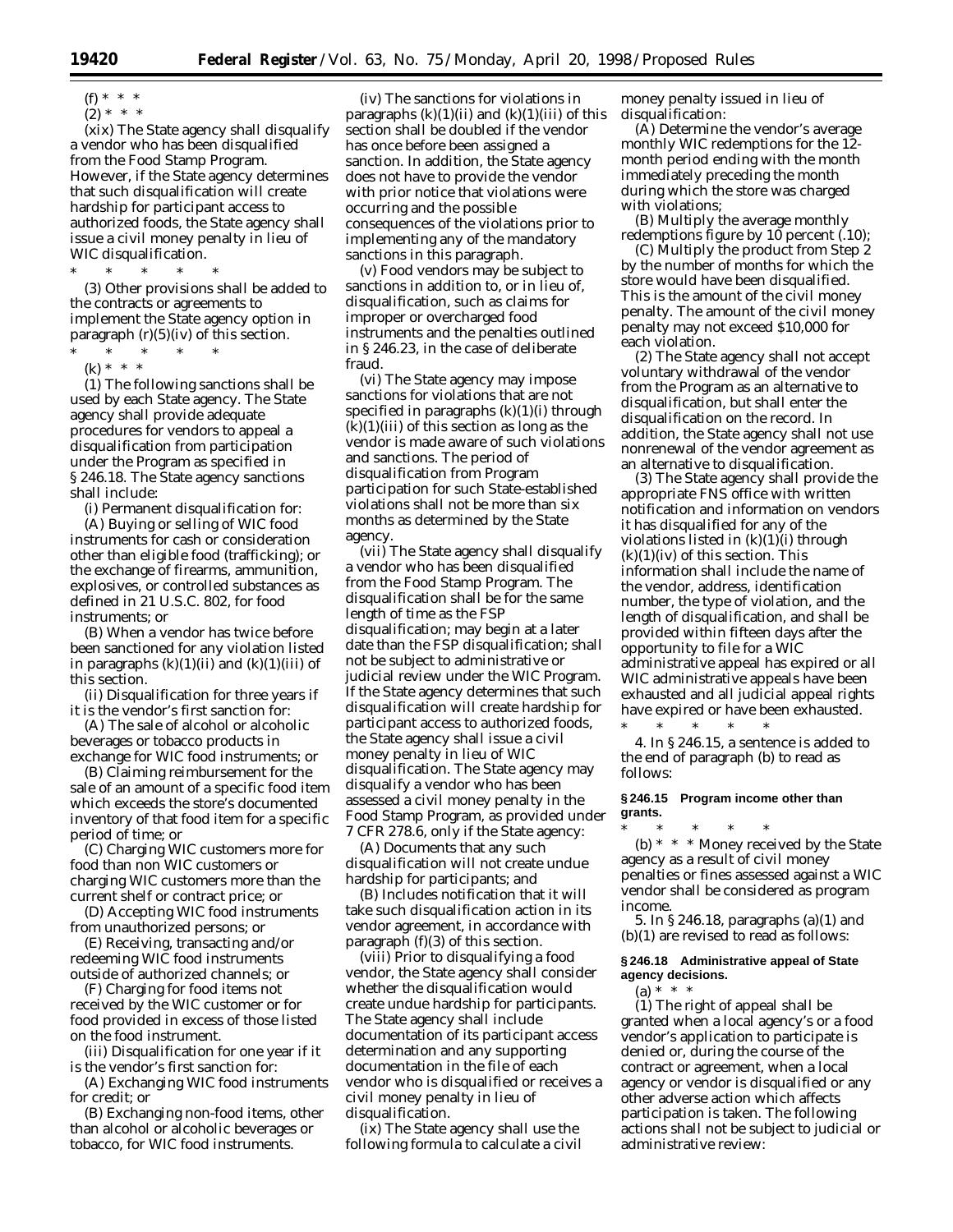(f) * * *

(2) * * *

(xix) The State agency shall disqualify a vendor who has been disqualified from the Food Stamp Program. However, if the State agency determines that such disqualification will create hardship for participant access to authorized foods, the State agency shall issue a civil money penalty in lieu of WIC disqualification.

\* \* \* \* \*

(3) Other provisions shall be added to the contracts or agreements to implement the State agency option in paragraph (r)(5)(iv) of this section.

\* \* \* \* \*

(k) * * *

(1) The following sanctions shall be used by each State agency. The State agency shall provide adequate procedures for vendors to appeal a disqualification from participation under the Program as specified in § 246.18. The State agency sanctions shall include:

(i) Permanent disqualification for:

(A) Buying or selling of WIC food instruments for cash or consideration other than eligible food (trafficking); or the exchange of firearms, ammunition, explosives, or controlled substances as defined in 21 U.S.C. 802, for food instruments; or

(B) When a vendor has twice before been sanctioned for any violation listed in paragraphs (k)(1)(ii) and (k)(1)(iii) of this section.

(ii) Disqualification for three years if it is the vendor's first sanction for:

(A) The sale of alcohol or alcoholic beverages or tobacco products in exchange for WIC food instruments; or

(B) Claiming reimbursement for the sale of an amount of a specific food item which exceeds the store's documented inventory of that food item for a specific period of time; or

(C) Charging WIC customers more for food than non WIC customers or charging WIC customers more than the current shelf or contract price; or

(D) Accepting WIC food instruments from unauthorized persons; or

(E) Receiving, transacting and/or redeeming WIC food instruments outside of authorized channels; or

(F) Charging for food items not received by the WIC customer or for food provided in excess of those listed on the food instrument.

(iii) Disqualification for one year if it is the vendor's first sanction for:

(A) Exchanging WIC food instruments for credit; or

(B) Exchanging non-food items, other than alcohol or alcoholic beverages or tobacco, for WIC food instruments.

(iv) The sanctions for violations in paragraphs (k)(1)(ii) and (k)(1)(iii) of this section shall be doubled if the vendor has once before been assigned a sanction. In addition, the State agency does not have to provide the vendor with prior notice that violations were occurring and the possible consequences of the violations prior to implementing any of the mandatory sanctions in this paragraph.

(v) Food vendors may be subject to sanctions in addition to, or in lieu of, disqualification, such as claims for improper or overcharged food instruments and the penalties outlined in § 246.23, in the case of deliberate fraud.

(vi) The State agency may impose sanctions for violations that are not specified in paragraphs (k)(1)(i) through (k)(1)(iii) of this section as long as the vendor is made aware of such violations and sanctions. The period of disqualification from Program participation for such State-established violations shall not be more than six months as determined by the State agency.

(vii) The State agency shall disqualify a vendor who has been disqualified from the Food Stamp Program. The disqualification shall be for the same length of time as the FSP disqualification; may begin at a later date than the FSP disqualification; shall not be subject to administrative or judicial review under the WIC Program. If the State agency determines that such disqualification will create hardship for participant access to authorized foods, the State agency shall issue a civil money penalty in lieu of WIC disqualification. The State agency may disqualify a vendor who has been assessed a civil money penalty in the Food Stamp Program, as provided under 7 CFR 278.6, only if the State agency:

(A) Documents that any such disqualification will not create undue hardship for participants; and

(B) Includes notification that it will take such disqualification action in its vendor agreement, in accordance with paragraph (f)(3) of this section.

(viii) Prior to disqualifying a food vendor, the State agency shall consider whether the disqualification would create undue hardship for participants. The State agency shall include documentation of its participant access determination and any supporting documentation in the file of each vendor who is disqualified or receives a civil money penalty in lieu of disqualification.

(ix) The State agency shall use the following formula to calculate a civil money penalty issued in lieu of disqualification:

(A) Determine the vendor's average monthly WIC redemptions for the 12-month period ending with the month immediately preceding the month during which the store was charged with violations;

(B) Multiply the average monthly redemptions figure by 10 percent (.10);

(C) Multiply the product from Step 2 by the number of months for which the store would have been disqualified. This is the amount of the civil money penalty. The amount of the civil money penalty may not exceed $10,000 for each violation.

(2) The State agency shall not accept voluntary withdrawal of the vendor from the Program as an alternative to disqualification, but shall enter the disqualification on the record. In addition, the State agency shall not use nonrenewal of the vendor agreement as an alternative to disqualification.

(3) The State agency shall provide the appropriate FNS office with written notification and information on vendors it has disqualified for any of the violations listed in (k)(1)(i) through (k)(1)(iv) of this section. This information shall include the name of the vendor, address, identification number, the type of violation, and the length of disqualification, and shall be provided within fifteen days after the opportunity to file for a WIC administrative appeal has expired or all WIC administrative appeals have been exhausted and all judicial appeal rights have expired or have been exhausted.

\* \* \* \* \*

4. In § 246.15, a sentence is added to the end of paragraph (b) to read as follows:

**§ 246.15 Program income other than grants.**

\* \* \* \* \*

(b) * * * Money received by the State agency as a result of civil money penalties or fines assessed against a WIC vendor shall be considered as program income.

5. In § 246.18, paragraphs (a)(1) and (b)(1) are revised to read as follows:

**§ 246.18 Administrative appeal of State agency decisions.**

(a) * * *

(1) The right of appeal shall be granted when a local agency's or a food vendor's application to participate is denied or, during the course of the contract or agreement, when a local agency or vendor is disqualified or any other adverse action which affects participation is taken. The following actions shall not be subject to judicial or administrative review: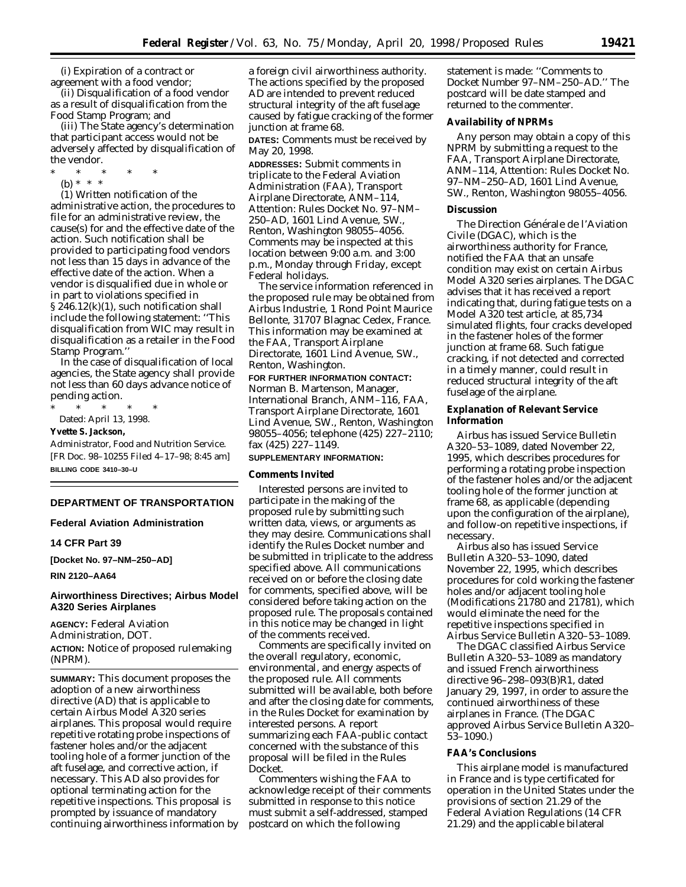(i) Expiration of a contract or agreement with a food vendor;

(ii) Disqualification of a food vendor as a result of disqualification from the Food Stamp Program; and

(iii) The State agency's determination that participant access would not be adversely affected by disqualification of the vendor.

\* \* \* \* \*

(b) \* \* \*

(1) Written notification of the administrative action, the procedures to file for an administrative review, the cause(s) for and the effective date of the action. Such notification shall be provided to participating food vendors not less than 15 days in advance of the effective date of the action. When a vendor is disqualified due in whole or in part to violations specified in § 246.12(k)(1), such notification shall include the following statement: ''This disqualification from WIC may result in disqualification as a retailer in the Food Stamp Program.''

In the case of disqualification of local agencies, the State agency shall provide not less than 60 days advance notice of pending action.

\* \* \* \* \*

Dated: April 13, 1998.

**Yvette S. Jackson,**

*Administrator, Food and Nutrition Service.*

[FR Doc. 98–10255 Filed 4–17–98; 8:45 am]

**BILLING CODE 3410–30–U**

---

## DEPARTMENT OF TRANSPORTATION

### Federal Aviation Administration

### 14 CFR Part 39

**[Docket No. 97–NM–250–AD]**

**RIN 2120–AA64**

### Airworthiness Directives; Airbus Model A320 Series Airplanes

**AGENCY:** Federal Aviation Administration, DOT.

**ACTION:** Notice of proposed rulemaking (NPRM).

**SUMMARY:** This document proposes the adoption of a new airworthiness directive (AD) that is applicable to certain Airbus Model A320 series airplanes. This proposal would require repetitive rotating probe inspections of fastener holes and/or the adjacent tooling hole of a former junction of the aft fuselage, and corrective action, if necessary. This AD also provides for optional terminating action for the repetitive inspections. This proposal is prompted by issuance of mandatory continuing airworthiness information by a foreign civil airworthiness authority. The actions specified by the proposed AD are intended to prevent reduced structural integrity of the aft fuselage caused by fatigue cracking of the former junction at frame 68.

**DATES:** Comments must be received by May 20, 1998.

**ADDRESSES:** Submit comments in triplicate to the Federal Aviation Administration (FAA), Transport Airplane Directorate, ANM–114, Attention: Rules Docket No. 97–NM–250–AD, 1601 Lind Avenue, SW., Renton, Washington 98055–4056. Comments may be inspected at this location between 9:00 a.m. and 3:00 p.m., Monday through Friday, except Federal holidays.

The service information referenced in the proposed rule may be obtained from Airbus Industrie, 1 Rond Point Maurice Bellonte, 31707 Blagnac Cedex, France. This information may be examined at the FAA, Transport Airplane Directorate, 1601 Lind Avenue, SW., Renton, Washington.

**FOR FURTHER INFORMATION CONTACT:** Norman B. Martenson, Manager, International Branch, ANM–116, FAA, Transport Airplane Directorate, 1601 Lind Avenue, SW., Renton, Washington 98055–4056; telephone (425) 227–2110; fax (425) 227–1149.

**SUPPLEMENTARY INFORMATION:**

#### Comments Invited

Interested persons are invited to participate in the making of the proposed rule by submitting such written data, views, or arguments as they may desire. Communications shall identify the Rules Docket number and be submitted in triplicate to the address specified above. All communications received on or before the closing date for comments, specified above, will be considered before taking action on the proposed rule. The proposals contained in this notice may be changed in light of the comments received.

Comments are specifically invited on the overall regulatory, economic, environmental, and energy aspects of the proposed rule. All comments submitted will be available, both before and after the closing date for comments, in the Rules Docket for examination by interested persons. A report summarizing each FAA-public contact concerned with the substance of this proposal will be filed in the Rules Docket.

Commenters wishing the FAA to acknowledge receipt of their comments submitted in response to this notice must submit a self-addressed, stamped postcard on which the following statement is made: ''Comments to Docket Number 97–NM–250–AD.'' The postcard will be date stamped and returned to the commenter.

#### Availability of NPRMs

Any person may obtain a copy of this NPRM by submitting a request to the FAA, Transport Airplane Directorate, ANM–114, Attention: Rules Docket No. 97–NM–250–AD, 1601 Lind Avenue, SW., Renton, Washington 98055–4056.

#### Discussion

The Direction Générale de l'Aviation Civile (DGAC), which is the airworthiness authority for France, notified the FAA that an unsafe condition may exist on certain Airbus Model A320 series airplanes. The DGAC advises that it has received a report indicating that, during fatigue tests on a Model A320 test article, at 85,734 simulated flights, four cracks developed in the fastener holes of the former junction at frame 68. Such fatigue cracking, if not detected and corrected in a timely manner, could result in reduced structural integrity of the aft fuselage of the airplane.

#### Explanation of Relevant Service Information

Airbus has issued Service Bulletin A320–53–1089, dated November 22, 1995, which describes procedures for performing a rotating probe inspection of the fastener holes and/or the adjacent tooling hole of the former junction at frame 68, as applicable (depending upon the configuration of the airplane), and follow-on repetitive inspections, if necessary.

Airbus also has issued Service Bulletin A320–53–1090, dated November 22, 1995, which describes procedures for cold working the fastener holes and/or adjacent tooling hole (Modifications 21780 and 21781), which would eliminate the need for the repetitive inspections specified in Airbus Service Bulletin A320–53–1089.

The DGAC classified Airbus Service Bulletin A320–53–1089 as mandatory and issued French airworthiness directive 96–298–093(B)R1, dated January 29, 1997, in order to assure the continued airworthiness of these airplanes in France. (The DGAC approved Airbus Service Bulletin A320–53–1090.)

#### FAA's Conclusions

This airplane model is manufactured in France and is type certificated for operation in the United States under the provisions of section 21.29 of the Federal Aviation Regulations (14 CFR 21.29) and the applicable bilateral